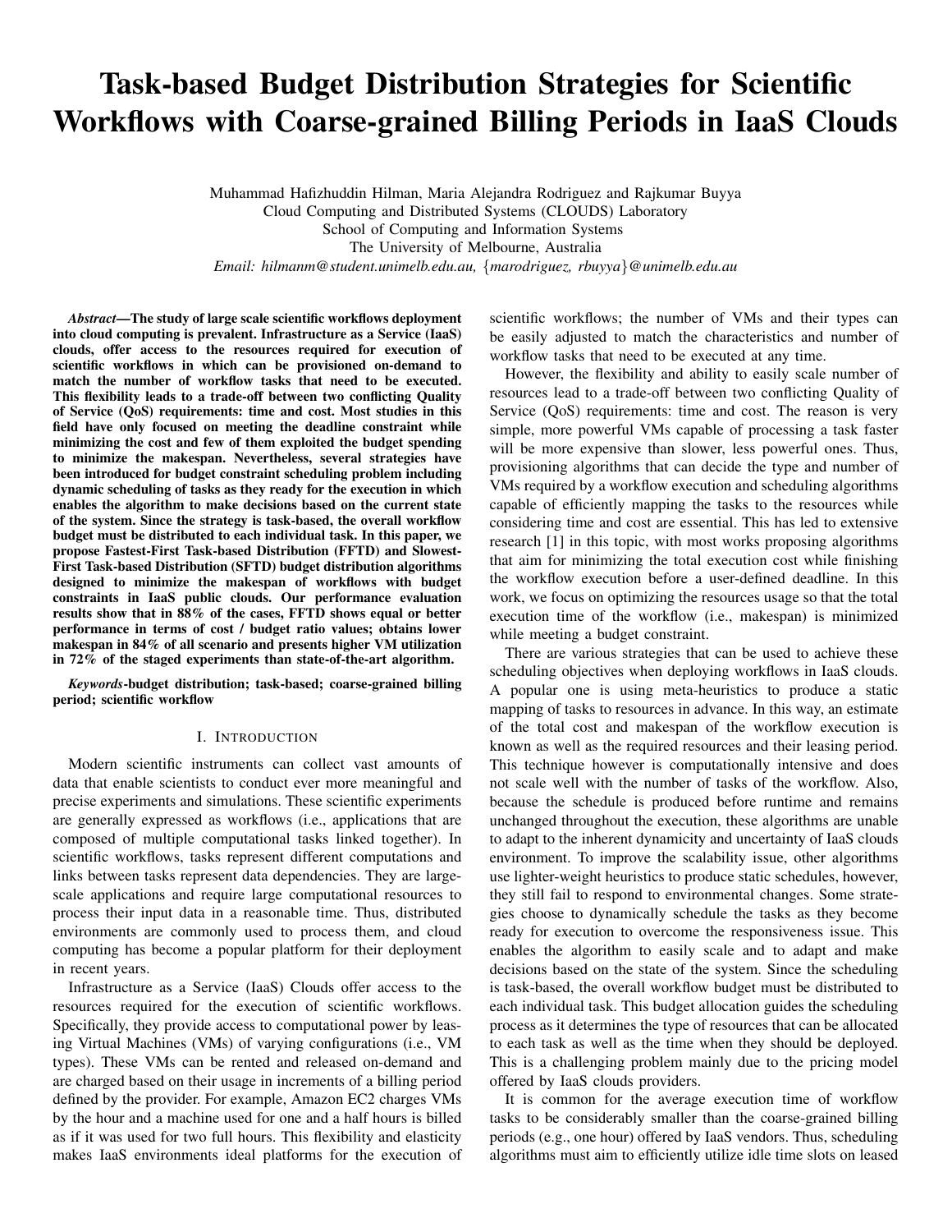# Task-based Budget Distribution Strategies for Scientific Workflows with Coarse-grained Billing Periods in IaaS Clouds

Muhammad Hafizhuddin Hilman, Maria Alejandra Rodriguez and Rajkumar Buyya
Cloud Computing and Distributed Systems (CLOUDS) Laboratory
School of Computing and Information Systems
The University of Melbourne, Australia
*Email: hilmanm@student.unimelb.edu.au, {marodriguez, rbuyya}@unimelb.edu.au*

***Abstract*—The study of large scale scientific workflows deployment into cloud computing is prevalent. Infrastructure as a Service (IaaS) clouds, offer access to the resources required for execution of scientific workflows in which can be provisioned on-demand to match the number of workflow tasks that need to be executed. This flexibility leads to a trade-off between two conflicting Quality of Service (QoS) requirements: time and cost. Most studies in this field have only focused on meeting the deadline constraint while minimizing the cost and few of them exploited the budget spending to minimize the makespan. Nevertheless, several strategies have been introduced for budget constraint scheduling problem including dynamic scheduling of tasks as they ready for the execution in which enables the algorithm to make decisions based on the current state of the system. Since the strategy is task-based, the overall workflow budget must be distributed to each individual task. In this paper, we propose Fastest-First Task-based Distribution (FFTD) and Slowest-First Task-based Distribution (SFTD) budget distribution algorithms designed to minimize the makespan of workflows with budget constraints in IaaS public clouds. Our performance evaluation results show that in 88% of the cases, FFTD shows equal or better performance in terms of cost / budget ratio values; obtains lower makespan in 84% of all scenario and presents higher VM utilization in 72% of the staged experiments than state-of-the-art algorithm.**

***Keywords*-budget distribution; task-based; coarse-grained billing period; scientific workflow**

## I. Introduction

Modern scientific instruments can collect vast amounts of data that enable scientists to conduct ever more meaningful and precise experiments and simulations. These scientific experiments are generally expressed as workflows (i.e., applications that are composed of multiple computational tasks linked together). In scientific workflows, tasks represent different computations and links between tasks represent data dependencies. They are large-scale applications and require large computational resources to process their input data in a reasonable time. Thus, distributed environments are commonly used to process them, and cloud computing has become a popular platform for their deployment in recent years.

Infrastructure as a Service (IaaS) Clouds offer access to the resources required for the execution of scientific workflows. Specifically, they provide access to computational power by leasing Virtual Machines (VMs) of varying configurations (i.e., VM types). These VMs can be rented and released on-demand and are charged based on their usage in increments of a billing period defined by the provider. For example, Amazon EC2 charges VMs by the hour and a machine used for one and a half hours is billed as if it was used for two full hours. This flexibility and elasticity makes IaaS environments ideal platforms for the execution of scientific workflows; the number of VMs and their types can be easily adjusted to match the characteristics and number of workflow tasks that need to be executed at any time.

However, the flexibility and ability to easily scale number of resources lead to a trade-off between two conflicting Quality of Service (QoS) requirements: time and cost. The reason is very simple, more powerful VMs capable of processing a task faster will be more expensive than slower, less powerful ones. Thus, provisioning algorithms that can decide the type and number of VMs required by a workflow execution and scheduling algorithms capable of efficiently mapping the tasks to the resources while considering time and cost are essential. This has led to extensive research [1] in this topic, with most works proposing algorithms that aim for minimizing the total execution cost while finishing the workflow execution before a user-defined deadline. In this work, we focus on optimizing the resources usage so that the total execution time of the workflow (i.e., makespan) is minimized while meeting a budget constraint.

There are various strategies that can be used to achieve these scheduling objectives when deploying workflows in IaaS clouds. A popular one is using meta-heuristics to produce a static mapping of tasks to resources in advance. In this way, an estimate of the total cost and makespan of the workflow execution is known as well as the required resources and their leasing period. This technique however is computationally intensive and does not scale well with the number of tasks of the workflow. Also, because the schedule is produced before runtime and remains unchanged throughout the execution, these algorithms are unable to adapt to the inherent dynamicity and uncertainty of IaaS clouds environment. To improve the scalability issue, other algorithms use lighter-weight heuristics to produce static schedules, however, they still fail to respond to environmental changes. Some strategies choose to dynamically schedule the tasks as they become ready for execution to overcome the responsiveness issue. This enables the algorithm to easily scale and to adapt and make decisions based on the state of the system. Since the scheduling is task-based, the overall workflow budget must be distributed to each individual task. This budget allocation guides the scheduling process as it determines the type of resources that can be allocated to each task as well as the time when they should be deployed. This is a challenging problem mainly due to the pricing model offered by IaaS clouds providers.

It is common for the average execution time of workflow tasks to be considerably smaller than the coarse-grained billing periods (e.g., one hour) offered by IaaS vendors. Thus, scheduling algorithms must aim to efficiently utilize idle time slots on leased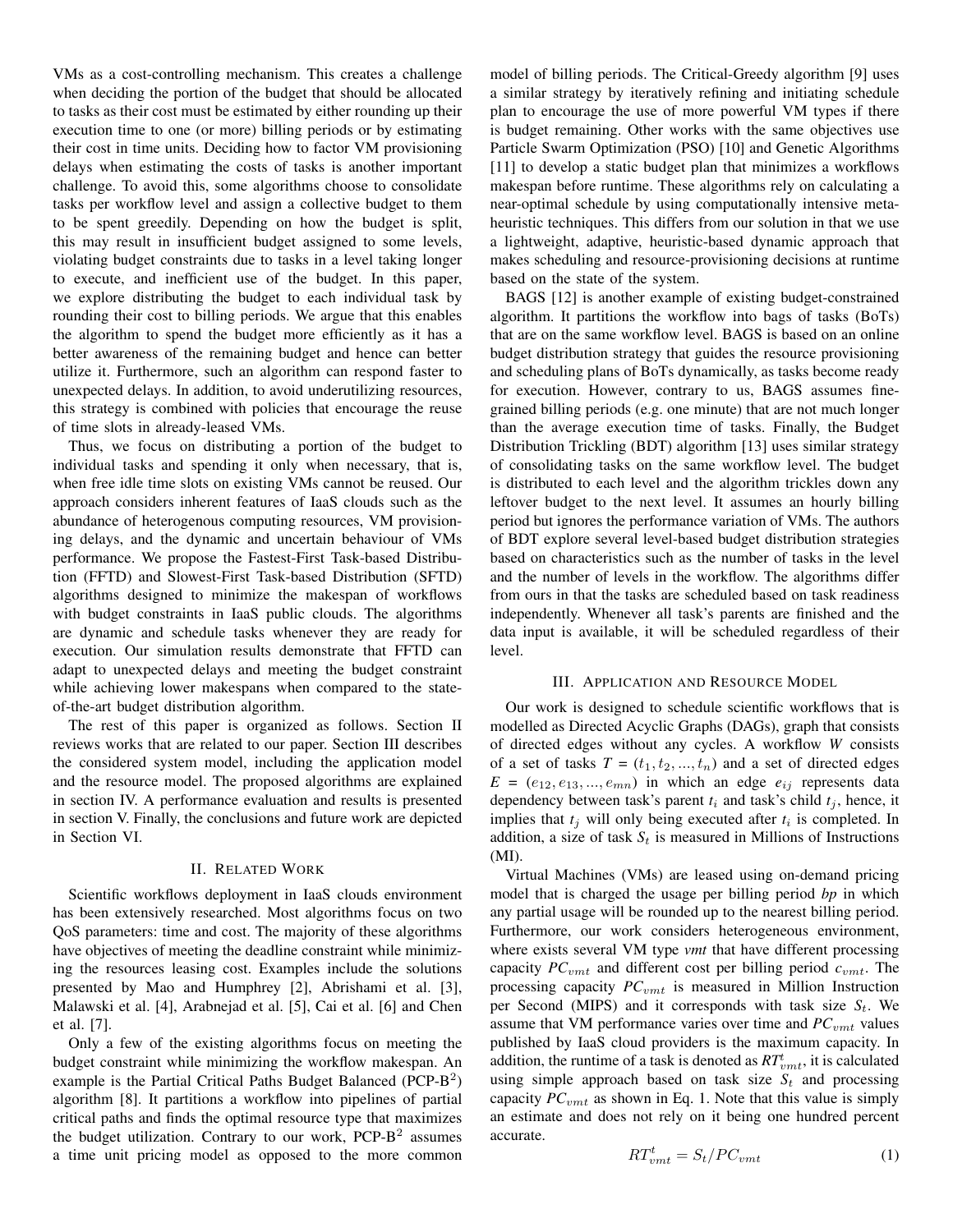VMs as a cost-controlling mechanism. This creates a challenge when deciding the portion of the budget that should be allocated to tasks as their cost must be estimated by either rounding up their execution time to one (or more) billing periods or by estimating their cost in time units. Deciding how to factor VM provisioning delays when estimating the costs of tasks is another important challenge. To avoid this, some algorithms choose to consolidate tasks per workflow level and assign a collective budget to them to be spent greedily. Depending on how the budget is split, this may result in insufficient budget assigned to some levels, violating budget constraints due to tasks in a level taking longer to execute, and inefficient use of the budget. In this paper, we explore distributing the budget to each individual task by rounding their cost to billing periods. We argue that this enables the algorithm to spend the budget more efficiently as it has a better awareness of the remaining budget and hence can better utilize it. Furthermore, such an algorithm can respond faster to unexpected delays. In addition, to avoid underutilizing resources, this strategy is combined with policies that encourage the reuse of time slots in already-leased VMs.

Thus, we focus on distributing a portion of the budget to individual tasks and spending it only when necessary, that is, when free idle time slots on existing VMs cannot be reused. Our approach considers inherent features of IaaS clouds such as the abundance of heterogenous computing resources, VM provisioning delays, and the dynamic and uncertain behaviour of VMs performance. We propose the Fastest-First Task-based Distribution (FFTD) and Slowest-First Task-based Distribution (SFTD) algorithms designed to minimize the makespan of workflows with budget constraints in IaaS public clouds. The algorithms are dynamic and schedule tasks whenever they are ready for execution. Our simulation results demonstrate that FFTD can adapt to unexpected delays and meeting the budget constraint while achieving lower makespans when compared to the state-of-the-art budget distribution algorithm.

The rest of this paper is organized as follows. Section II reviews works that are related to our paper. Section III describes the considered system model, including the application model and the resource model. The proposed algorithms are explained in section IV. A performance evaluation and results is presented in section V. Finally, the conclusions and future work are depicted in Section VI.

## II. Related Work

Scientific workflows deployment in IaaS clouds environment has been extensively researched. Most algorithms focus on two QoS parameters: time and cost. The majority of these algorithms have objectives of meeting the deadline constraint while minimizing the resources leasing cost. Examples include the solutions presented by Mao and Humphrey [2], Abrishami et al. [3], Malawski et al. [4], Arabnejad et al. [5], Cai et al. [6] and Chen et al. [7].

Only a few of the existing algorithms focus on meeting the budget constraint while minimizing the workflow makespan. An example is the Partial Critical Paths Budget Balanced (PCP-B$^2$) algorithm [8]. It partitions a workflow into pipelines of partial critical paths and finds the optimal resource type that maximizes the budget utilization. Contrary to our work, PCP-B$^2$ assumes a time unit pricing model as opposed to the more common model of billing periods. The Critical-Greedy algorithm [9] uses a similar strategy by iteratively refining and initiating schedule plan to encourage the use of more powerful VM types if there is budget remaining. Other works with the same objectives use Particle Swarm Optimization (PSO) [10] and Genetic Algorithms [11] to develop a static budget plan that minimizes a workflows makespan before runtime. These algorithms rely on calculating a near-optimal schedule by using computationally intensive meta-heuristic techniques. This differs from our solution in that we use a lightweight, adaptive, heuristic-based dynamic approach that makes scheduling and resource-provisioning decisions at runtime based on the state of the system.

BAGS [12] is another example of existing budget-constrained algorithm. It partitions the workflow into bags of tasks (BoTs) that are on the same workflow level. BAGS is based on an online budget distribution strategy that guides the resource provisioning and scheduling plans of BoTs dynamically, as tasks become ready for execution. However, contrary to us, BAGS assumes fine-grained billing periods (e.g. one minute) that are not much longer than the average execution time of tasks. Finally, the Budget Distribution Trickling (BDT) algorithm [13] uses similar strategy of consolidating tasks on the same workflow level. The budget is distributed to each level and the algorithm trickles down any leftover budget to the next level. It assumes an hourly billing period but ignores the performance variation of VMs. The authors of BDT explore several level-based budget distribution strategies based on characteristics such as the number of tasks in the level and the number of levels in the workflow. The algorithms differ from ours in that the tasks are scheduled based on task readiness independently. Whenever all task's parents are finished and the data input is available, it will be scheduled regardless of their level.

## III. Application and Resource Model

Our work is designed to schedule scientific workflows that is modelled as Directed Acyclic Graphs (DAGs), graph that consists of directed edges without any cycles. A workflow *W* consists of a set of tasks $T = (t_1, t_2, ..., t_n)$ and a set of directed edges $E = (e_{12}, e_{13}, ..., e_{mn})$ in which an edge $e_{ij}$ represents data dependency between task's parent $t_i$ and task's child $t_j$, hence, it implies that $t_j$ will only being executed after $t_i$ is completed. In addition, a size of task $S_t$ is measured in Millions of Instructions (MI).

Virtual Machines (VMs) are leased using on-demand pricing model that is charged the usage per billing period *bp* in which any partial usage will be rounded up to the nearest billing period. Furthermore, our work considers heterogeneous environment, where exists several VM type *vmt* that have different processing capacity $PC_{vmt}$ and different cost per billing period $c_{vmt}$. The processing capacity $PC_{vmt}$ is measured in Million Instruction per Second (MIPS) and it corresponds with task size $S_t$. We assume that VM performance varies over time and $PC_{vmt}$ values published by IaaS cloud providers is the maximum capacity. In addition, the runtime of a task is denoted as $RT^t_{vmt}$, it is calculated using simple approach based on task size $S_t$ and processing capacity $PC_{vmt}$ as shown in Eq. 1. Note that this value is simply an estimate and does not rely on it being one hundred percent accurate.

$$RT^t_{vmt} = S_t / PC_{vmt} \tag{1}$$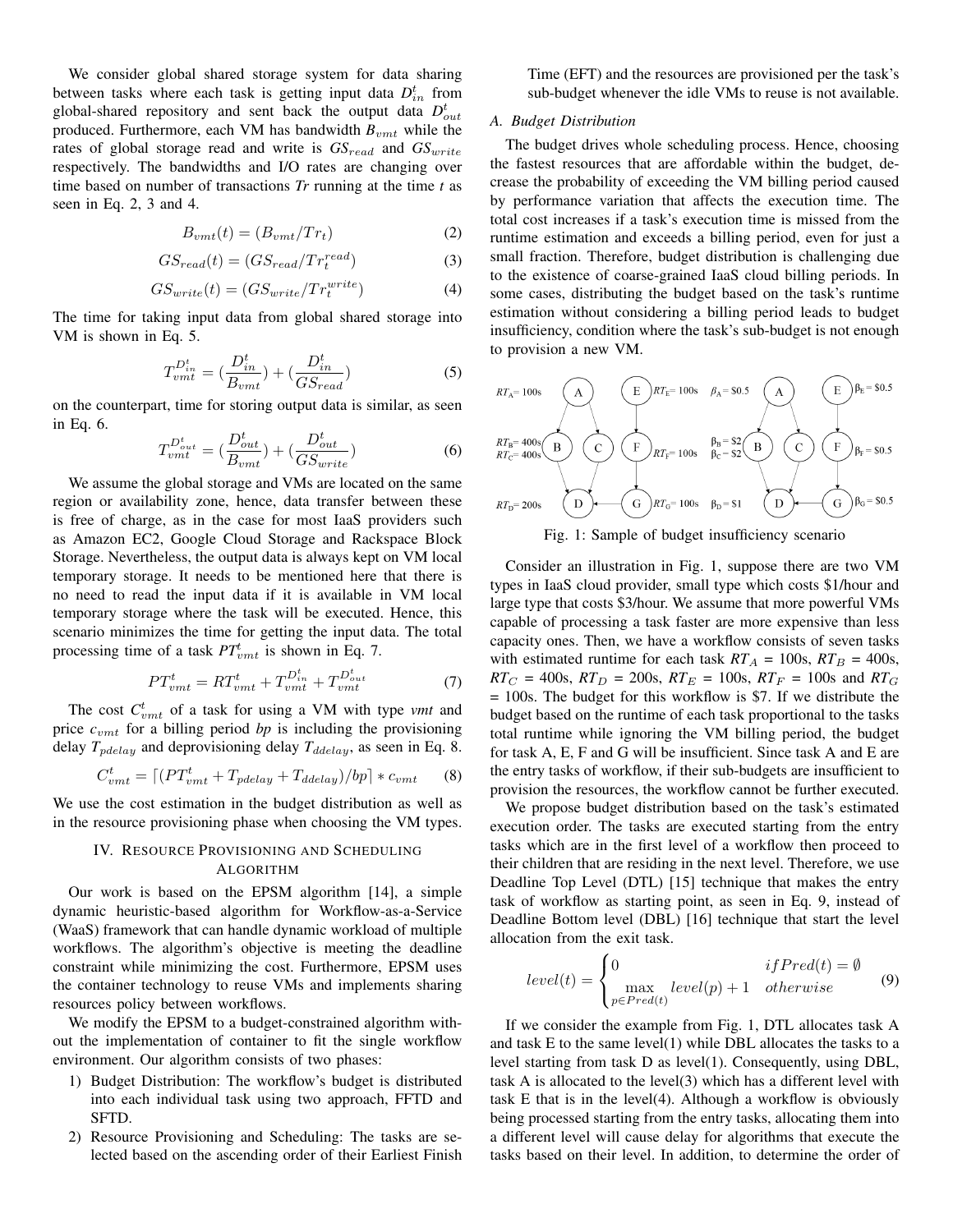We consider global shared storage system for data sharing between tasks where each task is getting input data $D^t_{in}$ from global-shared repository and sent back the output data $D^t_{out}$ produced. Furthermore, each VM has bandwidth $B_{vmt}$ while the rates of global storage read and write is $GS_{read}$ and $GS_{write}$ respectively. The bandwidths and I/O rates are changing over time based on number of transactions *Tr* running at the time *t* as seen in Eq. 2, 3 and 4.

$$B_{vmt}(t) = (B_{vmt}/Tr_t) \quad (2)$$

$$GS_{read}(t) = (GS_{read}/Tr^{read}_t) \quad (3)$$

$$GS_{write}(t) = (GS_{write}/Tr^{write}_t) \quad (4)$$

The time for taking input data from global shared storage into VM is shown in Eq. 5.

$$T^{D^t_{in}}_{vmt} = (\frac{D^t_{in}}{B_{vmt}}) + (\frac{D^t_{in}}{GS_{read}}) \quad (5)$$

on the counterpart, time for storing output data is similar, as seen in Eq. 6.

$$T^{D^t_{out}}_{vmt} = (\frac{D^t_{out}}{B_{vmt}}) + (\frac{D^t_{out}}{GS_{write}}) \quad (6)$$

We assume the global storage and VMs are located on the same region or availability zone, hence, data transfer between these is free of charge, as in the case for most IaaS providers such as Amazon EC2, Google Cloud Storage and Rackspace Block Storage. Nevertheless, the output data is always kept on VM local temporary storage. It needs to be mentioned here that there is no need to read the input data if it is available in VM local temporary storage where the task will be executed. Hence, this scenario minimizes the time for getting the input data. The total processing time of a task $PT^t_{vmt}$ is shown in Eq. 7.

$$PT^t_{vmt} = RT^t_{vmt} + T^{D^t_{in}}_{vmt} + T^{D^t_{out}}_{vmt} \quad (7)$$

The cost $C^t_{vmt}$ of a task for using a VM with type *vmt* and price $c_{vmt}$ for a billing period *bp* is including the provisioning delay $T_{pdelay}$ and deprovisioning delay $T_{ddelay}$, as seen in Eq. 8.

$$C^t_{vmt} = \lceil (PT^t_{vmt} + T_{pdelay} + T_{ddelay})/bp \rceil * c_{vmt} \quad (8)$$

We use the cost estimation in the budget distribution as well as in the resource provisioning phase when choosing the VM types.

## IV. Resource Provisioning and Scheduling Algorithm

Our work is based on the EPSM algorithm [14], a simple dynamic heuristic-based algorithm for Workflow-as-a-Service (WaaS) framework that can handle dynamic workload of multiple workflows. The algorithm's objective is meeting the deadline constraint while minimizing the cost. Furthermore, EPSM uses the container technology to reuse VMs and implements sharing resources policy between workflows.

We modify the EPSM to a budget-constrained algorithm without the implementation of container to fit the single workflow environment. Our algorithm consists of two phases:

1) Budget Distribution: The workflow's budget is distributed into each individual task using two approach, FFTD and SFTD.
2) Resource Provisioning and Scheduling: The tasks are selected based on the ascending order of their Earliest Finish Time (EFT) and the resources are provisioned per the task's sub-budget whenever the idle VMs to reuse is not available.

### A. Budget Distribution

The budget drives whole scheduling process. Hence, choosing the fastest resources that are affordable within the budget, decrease the probability of exceeding the VM billing period caused by performance variation that affects the execution time. The total cost increases if a task's execution time is missed from the runtime estimation and exceeds a billing period, even for just a small fraction. Therefore, budget distribution is challenging due to the existence of coarse-grained IaaS cloud billing periods. In some cases, distributing the budget based on the task's runtime estimation without considering a billing period leads to budget insufficiency, condition where the task's sub-budget is not enough to provision a new VM.

Fig. 1: Sample of budget insufficiency scenario

Consider an illustration in Fig. 1, suppose there are two VM types in IaaS cloud provider, small type which costs \$1/hour and large type that costs \$3/hour. We assume that more powerful VMs capable of processing a task faster are more expensive than less capacity ones. Then, we have a workflow consists of seven tasks with estimated runtime for each task $RT_A$ = 100s, $RT_B$ = 400s, $RT_C$ = 400s, $RT_D$ = 200s, $RT_E$ = 100s, $RT_F$ = 100s and $RT_G$ = 100s. The budget for this workflow is \$7. If we distribute the budget based on the runtime of each task proportional to the tasks total runtime while ignoring the VM billing period, the budget for task A, E, F and G will be insufficient. Since task A and E are the entry tasks of workflow, if their sub-budgets are insufficient to provision the resources, the workflow cannot be further executed.

We propose budget distribution based on the task's estimated execution order. The tasks are executed starting from the entry tasks which are in the first level of a workflow then proceed to their children that are residing in the next level. Therefore, we use Deadline Top Level (DTL) [15] technique that makes the entry task of workflow as starting point, as seen in Eq. 9, instead of Deadline Bottom level (DBL) [16] technique that start the level allocation from the exit task.

$$level(t) = \begin{cases} 0 & if Pred(t) = \emptyset \\ \max\limits_{p \in Pred(t)} level(p) + 1 & otherwise \end{cases} \quad (9)$$

If we consider the example from Fig. 1, DTL allocates task A and task E to the same level(1) while DBL allocates the tasks to a level starting from task D as level(1). Consequently, using DBL, task A is allocated to the level(3) which has a different level with task E that is in the level(4). Although a workflow is obviously being processed starting from the entry tasks, allocating them into a different level will cause delay for algorithms that execute the tasks based on their level. In addition, to determine the order of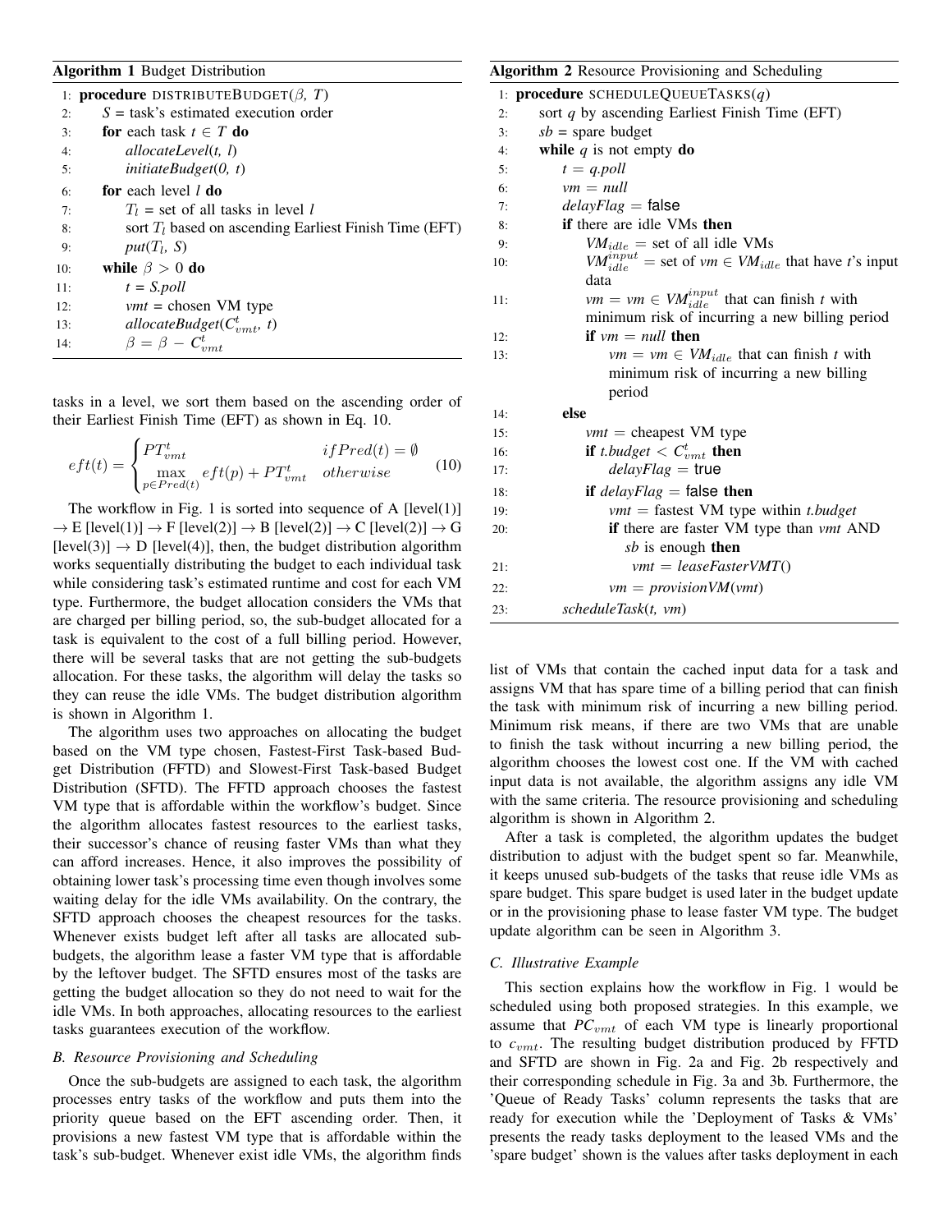**Algorithm 1** Budget Distribution

```
1:  procedure DISTRIBUTEBUDGET(β, T)
2:      S = task's estimated execution order
3:      for each task t ∈ T do
4:          allocateLevel(t, l)
5:          initiateBudget(0, t)
6:      for each level l do
7:          T_l = set of all tasks in level l
8:          sort T_l based on ascending Earliest Finish Time (EFT)
9:          put(T_l, S)
10:     while β > 0 do
11:         t = S.poll
12:         vmt = chosen VM type
13:         allocateBudget(C^t_vmt, t)
14:         β = β − C^t_vmt
```

tasks in a level, we sort them based on the ascending order of their Earliest Finish Time (EFT) as shown in Eq. 10.

$$eft(t) = \begin{cases} PT^t_{vmt} & if Pred(t) = \emptyset \\ \max_{p \in Pred(t)} eft(p) + PT^t_{vmt} & otherwise \end{cases} \quad (10)$$

The workflow in Fig. 1 is sorted into sequence of A [level(1)] → E [level(1)] → F [level(2)] → B [level(2)] → C [level(2)] → G [level(3)] → D [level(4)], then, the budget distribution algorithm works sequentially distributing the budget to each individual task while considering task's estimated runtime and cost for each VM type. Furthermore, the budget allocation considers the VMs that are charged per billing period, so, the sub-budget allocated for a task is equivalent to the cost of a full billing period. However, there will be several tasks that are not getting the sub-budgets allocation. For these tasks, the algorithm will delay the tasks so they can reuse the idle VMs. The budget distribution algorithm is shown in Algorithm 1.

The algorithm uses two approaches on allocating the budget based on the VM type chosen, Fastest-First Task-based Budget Distribution (FFTD) and Slowest-First Task-based Budget Distribution (SFTD). The FFTD approach chooses the fastest VM type that is affordable within the workflow's budget. Since the algorithm allocates fastest resources to the earliest tasks, their successor's chance of reusing faster VMs than what they can afford increases. Hence, it also improves the possibility of obtaining lower task's processing time even though involves some waiting delay for the idle VMs availability. On the contrary, the SFTD approach chooses the cheapest resources for the tasks. Whenever exists budget left after all tasks are allocated sub-budgets, the algorithm lease a faster VM type that is affordable by the leftover budget. The SFTD ensures most of the tasks are getting the budget allocation so they do not need to wait for the idle VMs. In both approaches, allocating resources to the earliest tasks guarantees execution of the workflow.

### *B. Resource Provisioning and Scheduling*

Once the sub-budgets are assigned to each task, the algorithm processes entry tasks of the workflow and puts them into the priority queue based on the EFT ascending order. Then, it provisions a new fastest VM type that is affordable within the task's sub-budget. Whenever exist idle VMs, the algorithm finds

**Algorithm 2** Resource Provisioning and Scheduling

```
1:  procedure SCHEDULEQUEUETASKS(q)
2:      sort q by ascending Earliest Finish Time (EFT)
3:      sb = spare budget
4:      while q is not empty do
5:          t = q.poll
6:          vm = null
7:          delayFlag = false
8:          if there are idle VMs then
9:              VM_idle = set of all idle VMs
10:             VM^input_idle = set of vm ∈ VM_idle that have t's input
                data
11:             vm = vm ∈ VM^input_idle that can finish t with
                minimum risk of incurring a new billing period
12:             if vm = null then
13:                 vm = vm ∈ VM_idle that can finish t with
                    minimum risk of incurring a new billing
                    period
14:         else
15:             vmt = cheapest VM type
16:             if t.budget < C^t_vmt then
17:                 delayFlag = true
18:             if delayFlag = false then
19:                 vmt = fastest VM type within t.budget
20:                 if there are faster VM type than vmt AND
                    sb is enough then
21:                     vmt = leaseFasterVMT()
22:                 vm = provisionVM(vmt)
23:         scheduleTask(t, vm)
```

list of VMs that contain the cached input data for a task and assigns VM that has spare time of a billing period that can finish the task with minimum risk of incurring a new billing period. Minimum risk means, if there are two VMs that are unable to finish the task without incurring a new billing period, the algorithm chooses the lowest cost one. If the VM with cached input data is not available, the algorithm assigns any idle VM with the same criteria. The resource provisioning and scheduling algorithm is shown in Algorithm 2.

After a task is completed, the algorithm updates the budget distribution to adjust with the budget spent so far. Meanwhile, it keeps unused sub-budgets of the tasks that reuse idle VMs as spare budget. This spare budget is used later in the budget update or in the provisioning phase to lease faster VM type. The budget update algorithm can be seen in Algorithm 3.

### *C. Illustrative Example*

This section explains how the workflow in Fig. 1 would be scheduled using both proposed strategies. In this example, we assume that $PC_{vmt}$ of each VM type is linearly proportional to $c_{vmt}$. The resulting budget distribution produced by FFTD and SFTD are shown in Fig. 2a and Fig. 2b respectively and their corresponding schedule in Fig. 3a and 3b. Furthermore, the 'Queue of Ready Tasks' column represents the tasks that are ready for execution while the 'Deployment of Tasks & VMs' presents the ready tasks deployment to the leased VMs and the 'spare budget' shown is the values after tasks deployment in each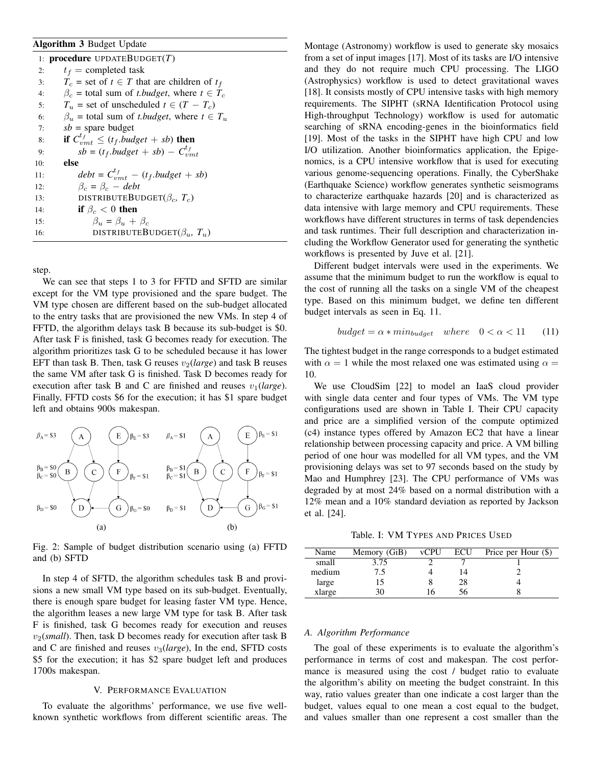**Algorithm 3** Budget Update

```
1: procedure UPDATEBUDGET(T)
2:     t_f = completed task
3:     T_c = set of t ∈ T that are children of t_f
4:     β_c = total sum of t.budget, where t ∈ T_c
5:     T_u = set of unscheduled t ∈ (T − T_c)
6:     β_u = total sum of t.budget, where t ∈ T_u
7:     sb = spare budget
8:     if C_vmt^{t_f} ≤ (t_f.budget + sb) then
9:         sb = (t_f.budget + sb) − C_vmt^{t_f}
10:    else
11:        debt = C_vmt^{t_f} − (t_f.budget + sb)
12:        β_c = β_c − debt
13:        DISTRIBUTEBUDGET(β_c, T_c)
14:        if β_c < 0 then
15:            β_u = β_u + β_c
16:            DISTRIBUTEBUDGET(β_u, T_u)
```

step.

We can see that steps 1 to 3 for FFTD and SFTD are similar except for the VM type provisioned and the spare budget. The VM type chosen are different based on the sub-budget allocated to the entry tasks that are provisioned the new VMs. In step 4 of FFTD, the algorithm delays task B because its sub-budget is \$0. After task F is finished, task G becomes ready for execution. The algorithm prioritizes task G to be scheduled because it has lower EFT than task B. Then, task G reuses $v_2$(*large*) and task B reuses the same VM after task G is finished. Task D becomes ready for execution after task B and C are finished and reuses $v_1$(*large*). Finally, FFTD costs \$6 for the execution; it has \$1 spare budget left and obtains 900s makespan.

Fig. 2: Sample of budget distribution scenario using (a) FFTD and (b) SFTD

In step 4 of SFTD, the algorithm schedules task B and provisions a new small VM type based on its sub-budget. Eventually, there is enough spare budget for leasing faster VM type. Hence, the algorithm leases a new large VM type for task B. After task F is finished, task G becomes ready for execution and reuses $v_2$(*small*). Then, task D becomes ready for execution after task B and C are finished and reuses $v_3$(*large*), In the end, SFTD costs \$5 for the execution; it has \$2 spare budget left and produces 1700s makespan.

## V. Performance Evaluation

To evaluate the algorithms' performance, we use five well-known synthetic workflows from different scientific areas. The Montage (Astronomy) workflow is used to generate sky mosaics from a set of input images [17]. Most of its tasks are I/O intensive and they do not require much CPU processing. The LIGO (Astrophysics) workflow is used to detect gravitational waves [18]. It consists mostly of CPU intensive tasks with high memory requirements. The SIPHT (sRNA Identification Protocol using High-throughput Technology) workflow is used for automatic searching of sRNA encoding-genes in the bioinformatics field [19]. Most of the tasks in the SIPHT have high CPU and low I/O utilization. Another bioinformatics application, the Epigenomics, is a CPU intensive workflow that is used for executing various genome-sequencing operations. Finally, the CyberShake (Earthquake Science) workflow generates synthetic seismograms to characterize earthquake hazards [20] and is characterized as data intensive with large memory and CPU requirements. These workflows have different structures in terms of task dependencies and task runtimes. Their full description and characterization including the Workflow Generator used for generating the synthetic workflows is presented by Juve et al. [21].

Different budget intervals were used in the experiments. We assume that the minimum budget to run the workflow is equal to the cost of running all the tasks on a single VM of the cheapest type. Based on this minimum budget, we define ten different budget intervals as seen in Eq. 11.

$$budget = \alpha * min_{budget} \quad where \quad 0 < \alpha < 11 \tag{11}$$

The tightest budget in the range corresponds to a budget estimated with $\alpha = 1$ while the most relaxed one was estimated using $\alpha = 10$.

We use CloudSim [22] to model an IaaS cloud provider with single data center and four types of VMs. The VM type configurations used are shown in Table I. Their CPU capacity and price are a simplified version of the compute optimized (c4) instance types offered by Amazon EC2 that have a linear relationship between processing capacity and price. A VM billing period of one hour was modelled for all VM types, and the VM provisioning delays was set to 97 seconds based on the study by Mao and Humphrey [23]. The CPU performance of VMs was degraded by at most 24% based on a normal distribution with a 12% mean and a 10% standard deviation as reported by Jackson et al. [24].

Table. I: VM Types and Prices Used

| Name | Memory (GiB) | vCPU | ECU | Price per Hour (\$) |
|---|---|---|---|---|
| small | 3.75 | 2 | 7 | 1 |
| medium | 7.5 | 4 | 14 | 2 |
| large | 15 | 8 | 28 | 4 |
| xlarge | 30 | 16 | 56 | 8 |

### A. Algorithm Performance

The goal of these experiments is to evaluate the algorithm's performance in terms of cost and makespan. The cost performance is measured using the cost / budget ratio to evaluate the algorithm's ability on meeting the budget constraint. In this way, ratio values greater than one indicate a cost larger than the budget, values equal to one mean a cost equal to the budget, and values smaller than one represent a cost smaller than the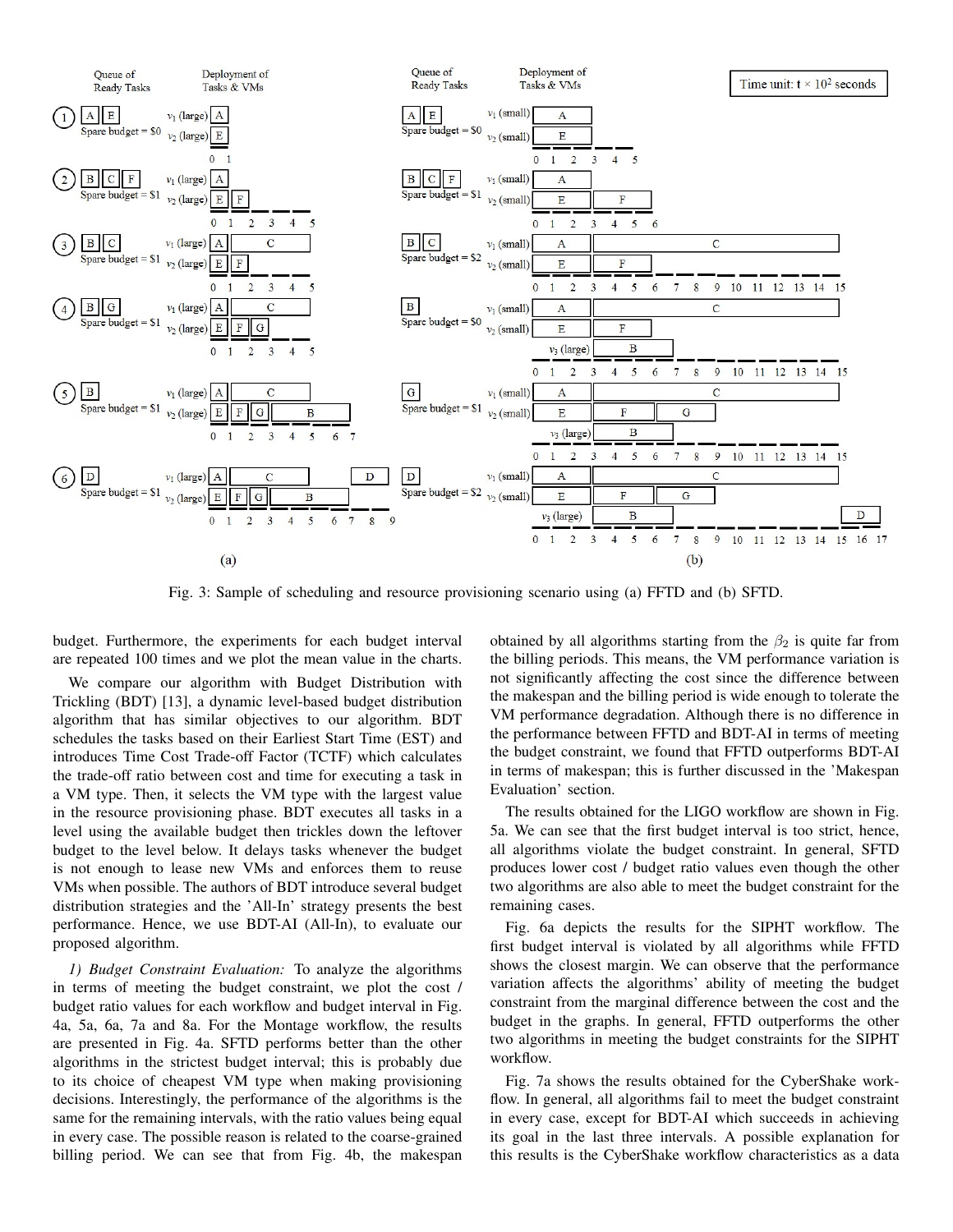Fig. 3: Sample of scheduling and resource provisioning scenario using (a) FFTD and (b) SFTD.

budget. Furthermore, the experiments for each budget interval are repeated 100 times and we plot the mean value in the charts.

We compare our algorithm with Budget Distribution with Trickling (BDT) [13], a dynamic level-based budget distribution algorithm that has similar objectives to our algorithm. BDT schedules the tasks based on their Earliest Start Time (EST) and introduces Time Cost Trade-off Factor (TCTF) which calculates the trade-off ratio between cost and time for executing a task in a VM type. Then, it selects the VM type with the largest value in the resource provisioning phase. BDT executes all tasks in a level using the available budget then trickles down the leftover budget to the level below. It delays tasks whenever the budget is not enough to lease new VMs and enforces them to reuse VMs when possible. The authors of BDT introduce several budget distribution strategies and the 'All-In' strategy presents the best performance. Hence, we use BDT-AI (All-In), to evaluate our proposed algorithm.

*1) Budget Constraint Evaluation:* To analyze the algorithms in terms of meeting the budget constraint, we plot the cost / budget ratio values for each workflow and budget interval in Fig. 4a, 5a, 6a, 7a and 8a. For the Montage workflow, the results are presented in Fig. 4a. SFTD performs better than the other algorithms in the strictest budget interval; this is probably due to its choice of cheapest VM type when making provisioning decisions. Interestingly, the performance of the algorithms is the same for the remaining intervals, with the ratio values being equal in every case. The possible reason is related to the coarse-grained billing period. We can see that from Fig. 4b, the makespan obtained by all algorithms starting from the $\beta_2$ is quite far from the billing periods. This means, the VM performance variation is not significantly affecting the cost since the difference between the makespan and the billing period is wide enough to tolerate the VM performance degradation. Although there is no difference in the performance between FFTD and BDT-AI in terms of meeting the budget constraint, we found that FFTD outperforms BDT-AI in terms of makespan; this is further discussed in the 'Makespan Evaluation' section.

The results obtained for the LIGO workflow are shown in Fig. 5a. We can see that the first budget interval is too strict, hence, all algorithms violate the budget constraint. In general, SFTD produces lower cost / budget ratio values even though the other two algorithms are also able to meet the budget constraint for the remaining cases.

Fig. 6a depicts the results for the SIPHT workflow. The first budget interval is violated by all algorithms while FFTD shows the closest margin. We can observe that the performance variation affects the algorithms' ability of meeting the budget constraint from the marginal difference between the cost and the budget in the graphs. In general, FFTD outperforms the other two algorithms in meeting the budget constraints for the SIPHT workflow.

Fig. 7a shows the results obtained for the CyberShake workflow. In general, all algorithms fail to meet the budget constraint in every case, except for BDT-AI which succeeds in achieving its goal in the last three intervals. A possible explanation for this results is the CyberShake workflow characteristics as a data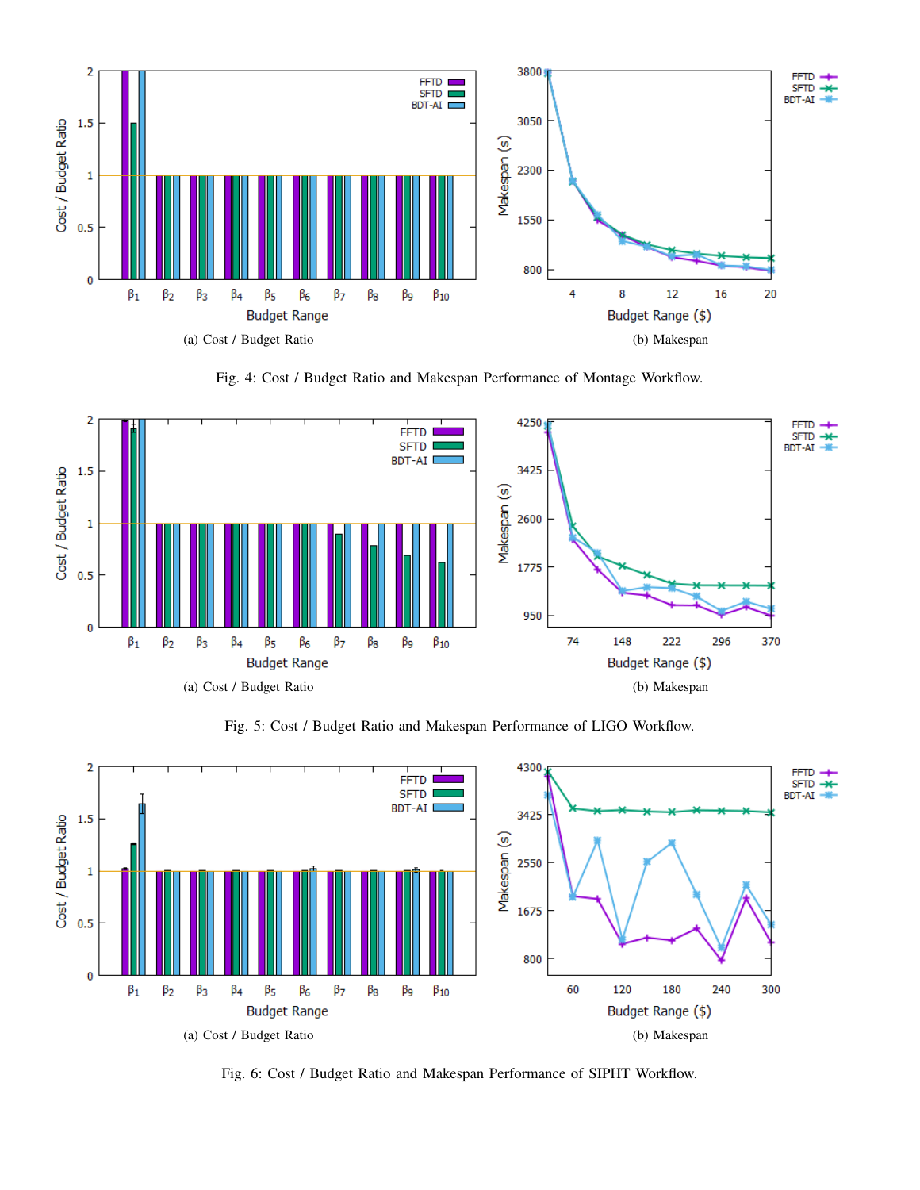(a) Cost / Budget Ratio

(b) Makespan

Fig. 4: Cost / Budget Ratio and Makespan Performance of Montage Workflow.

(a) Cost / Budget Ratio

(b) Makespan

Fig. 5: Cost / Budget Ratio and Makespan Performance of LIGO Workflow.

(a) Cost / Budget Ratio

(b) Makespan

Fig. 6: Cost / Budget Ratio and Makespan Performance of SIPHT Workflow.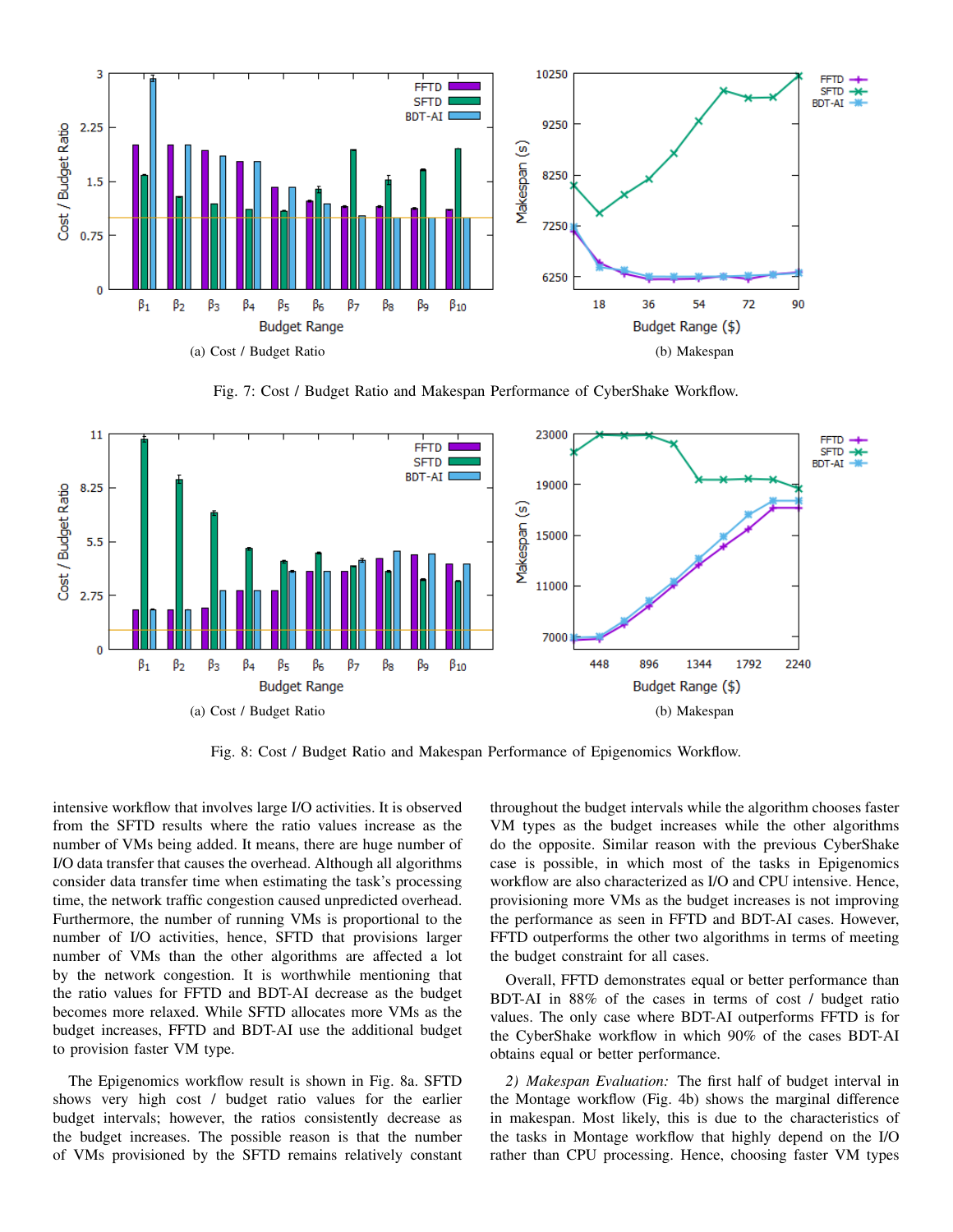Fig. 7: Cost / Budget Ratio and Makespan Performance of CyberShake Workflow.

(a) Cost / Budget Ratio

(b) Makespan

Fig. 8: Cost / Budget Ratio and Makespan Performance of Epigenomics Workflow.

(a) Cost / Budget Ratio

(b) Makespan

intensive workflow that involves large I/O activities. It is observed from the SFTD results where the ratio values increase as the number of VMs being added. It means, there are huge number of I/O data transfer that causes the overhead. Although all algorithms consider data transfer time when estimating the task's processing time, the network traffic congestion caused unpredicted overhead. Furthermore, the number of running VMs is proportional to the number of I/O activities, hence, SFTD that provisions larger number of VMs than the other algorithms are affected a lot by the network congestion. It is worthwhile mentioning that the ratio values for FFTD and BDT-AI decrease as the budget becomes more relaxed. While SFTD allocates more VMs as the budget increases, FFTD and BDT-AI use the additional budget to provision faster VM type.

The Epigenomics workflow result is shown in Fig. 8a. SFTD shows very high cost / budget ratio values for the earlier budget intervals; however, the ratios consistently decrease as the budget increases. The possible reason is that the number of VMs provisioned by the SFTD remains relatively constant throughout the budget intervals while the algorithm chooses faster VM types as the budget increases while the other algorithms do the opposite. Similar reason with the previous CyberShake case is possible, in which most of the tasks in Epigenomics workflow are also characterized as I/O and CPU intensive. Hence, provisioning more VMs as the budget increases is not improving the performance as seen in FFTD and BDT-AI cases. However, FFTD outperforms the other two algorithms in terms of meeting the budget constraint for all cases.

Overall, FFTD demonstrates equal or better performance than BDT-AI in 88% of the cases in terms of cost / budget ratio values. The only case where BDT-AI outperforms FFTD is for the CyberShake workflow in which 90% of the cases BDT-AI obtains equal or better performance.

*2) Makespan Evaluation:* The first half of budget interval in the Montage workflow (Fig. 4b) shows the marginal difference in makespan. Most likely, this is due to the characteristics of the tasks in Montage workflow that highly depend on the I/O rather than CPU processing. Hence, choosing faster VM types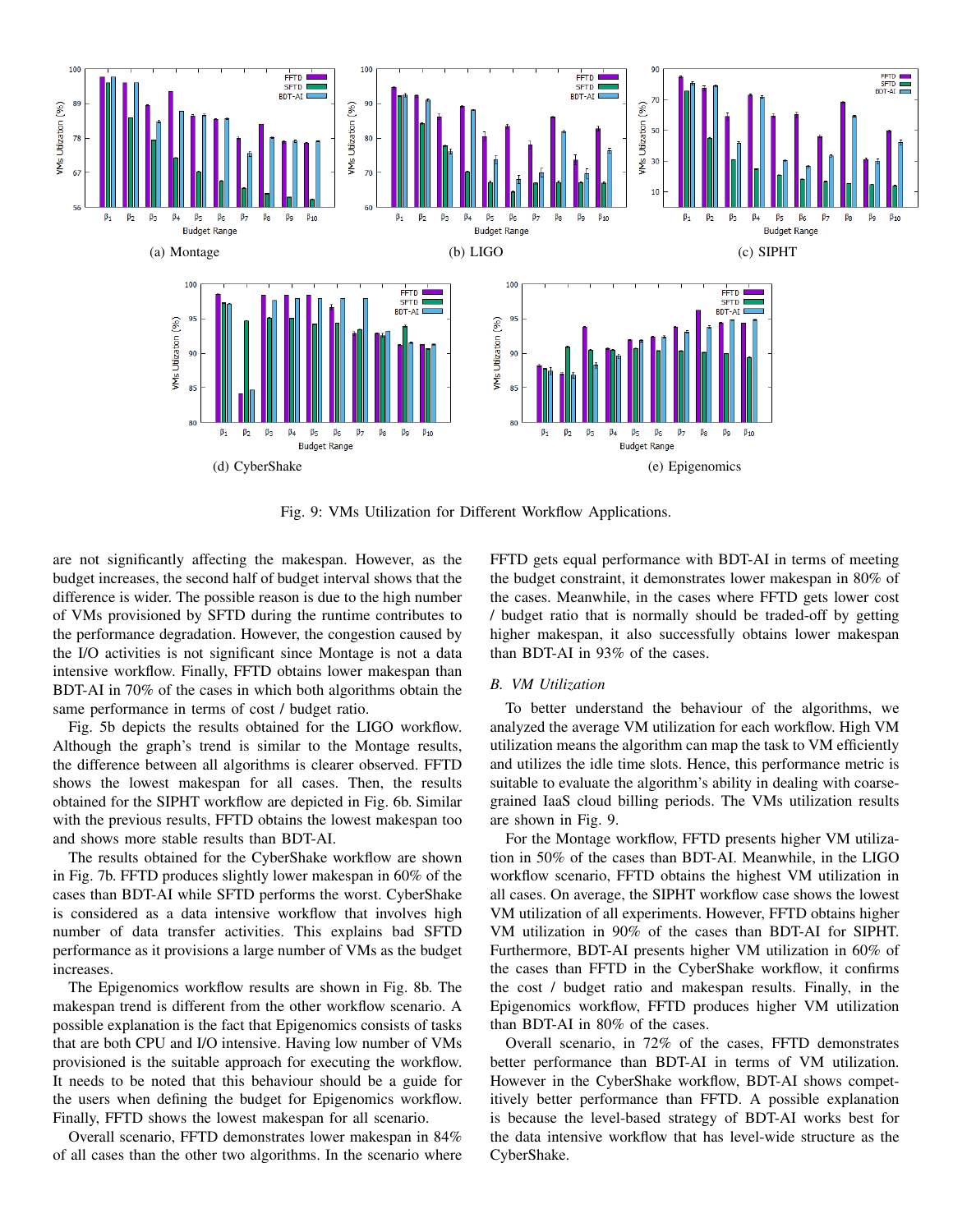(a) Montage

(b) LIGO

(c) SIPHT

(d) CyberShake

(e) Epigenomics

Fig. 9: VMs Utilization for Different Workflow Applications.

are not significantly affecting the makespan. However, as the budget increases, the second half of budget interval shows that the difference is wider. The possible reason is due to the high number of VMs provisioned by SFTD during the runtime contributes to the performance degradation. However, the congestion caused by the I/O activities is not significant since Montage is not a data intensive workflow. Finally, FFTD obtains lower makespan than BDT-AI in 70% of the cases in which both algorithms obtain the same performance in terms of cost / budget ratio.

Fig. 5b depicts the results obtained for the LIGO workflow. Although the graph's trend is similar to the Montage results, the difference between all algorithms is clearer observed. FFTD shows the lowest makespan for all cases. Then, the results obtained for the SIPHT workflow are depicted in Fig. 6b. Similar with the previous results, FFTD obtains the lowest makespan too and shows more stable results than BDT-AI.

The results obtained for the CyberShake workflow are shown in Fig. 7b. FFTD produces slightly lower makespan in 60% of the cases than BDT-AI while SFTD performs the worst. CyberShake is considered as a data intensive workflow that involves high number of data transfer activities. This explains bad SFTD performance as it provisions a large number of VMs as the budget increases.

The Epigenomics workflow results are shown in Fig. 8b. The makespan trend is different from the other workflow scenario. A possible explanation is the fact that Epigenomics consists of tasks that are both CPU and I/O intensive. Having low number of VMs provisioned is the suitable approach for executing the workflow. It needs to be noted that this behaviour should be a guide for the users when defining the budget for Epigenomics workflow. Finally, FFTD shows the lowest makespan for all scenario.

Overall scenario, FFTD demonstrates lower makespan in 84% of all cases than the other two algorithms. In the scenario where FFTD gets equal performance with BDT-AI in terms of meeting the budget constraint, it demonstrates lower makespan in 80% of the cases. Meanwhile, in the cases where FFTD gets lower cost / budget ratio that is normally should be traded-off by getting higher makespan, it also successfully obtains lower makespan than BDT-AI in 93% of the cases.

### B. VM Utilization

To better understand the behaviour of the algorithms, we analyzed the average VM utilization for each workflow. High VM utilization means the algorithm can map the task to VM efficiently and utilizes the idle time slots. Hence, this performance metric is suitable to evaluate the algorithm's ability in dealing with coarse-grained IaaS cloud billing periods. The VMs utilization results are shown in Fig. 9.

For the Montage workflow, FFTD presents higher VM utilization in 50% of the cases than BDT-AI. Meanwhile, in the LIGO workflow scenario, FFTD obtains the highest VM utilization in all cases. On average, the SIPHT workflow case shows the lowest VM utilization of all experiments. However, FFTD obtains higher VM utilization in 90% of the cases than BDT-AI for SIPHT. Furthermore, BDT-AI presents higher VM utilization in 60% of the cases than FFTD in the CyberShake workflow, it confirms the cost / budget ratio and makespan results. Finally, in the Epigenomics workflow, FFTD produces higher VM utilization than BDT-AI in 80% of the cases.

Overall scenario, in 72% of the cases, FFTD demonstrates better performance than BDT-AI in terms of VM utilization. However in the CyberShake workflow, BDT-AI shows competitively better performance than FFTD. A possible explanation is because the level-based strategy of BDT-AI works best for the data intensive workflow that has level-wide structure as the CyberShake.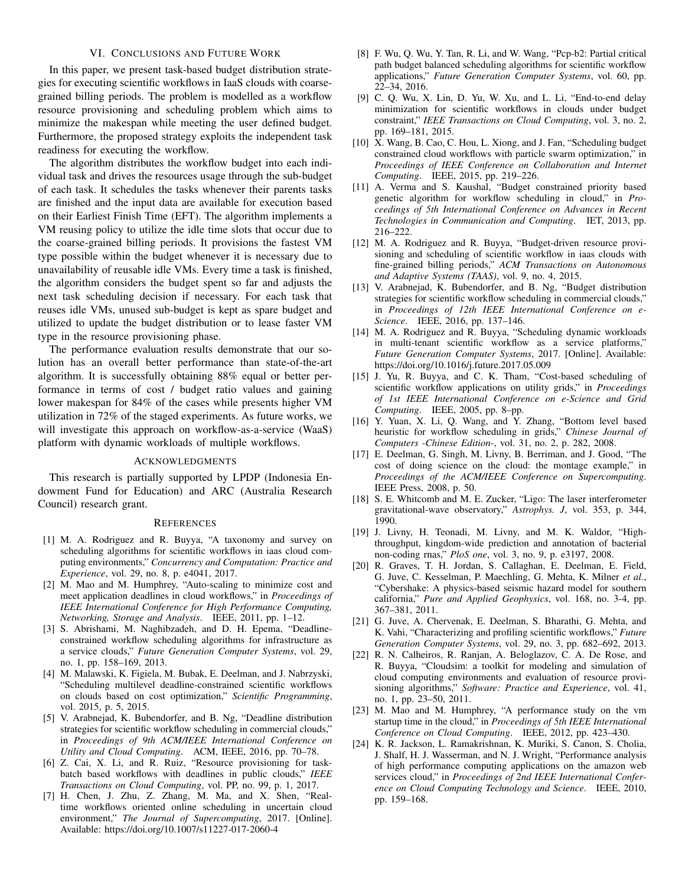## VI. Conclusions and Future Work

In this paper, we present task-based budget distribution strategies for executing scientific workflows in IaaS clouds with coarse-grained billing periods. The problem is modelled as a workflow resource provisioning and scheduling problem which aims to minimize the makespan while meeting the user defined budget. Furthermore, the proposed strategy exploits the independent task readiness for executing the workflow.

The algorithm distributes the workflow budget into each individual task and drives the resources usage through the sub-budget of each task. It schedules the tasks whenever their parents tasks are finished and the input data are available for execution based on their Earliest Finish Time (EFT). The algorithm implements a VM reusing policy to utilize the idle time slots that occur due to the coarse-grained billing periods. It provisions the fastest VM type possible within the budget whenever it is necessary due to unavailability of reusable idle VMs. Every time a task is finished, the algorithm considers the budget spent so far and adjusts the next task scheduling decision if necessary. For each task that reuses idle VMs, unused sub-budget is kept as spare budget and utilized to update the budget distribution or to lease faster VM type in the resource provisioning phase.

The performance evaluation results demonstrate that our solution has an overall better performance than state-of-the-art algorithm. It is successfully obtaining 88% equal or better performance in terms of cost / budget ratio values and gaining lower makespan for 84% of the cases while presents higher VM utilization in 72% of the staged experiments. As future works, we will investigate this approach on workflow-as-a-service (WaaS) platform with dynamic workloads of multiple workflows.

## Acknowledgments

This research is partially supported by LPDP (Indonesia Endowment Fund for Education) and ARC (Australia Research Council) research grant.

## References

[1] M. A. Rodriguez and R. Buyya, "A taxonomy and survey on scheduling algorithms for scientific workflows in iaas cloud computing environments," *Concurrency and Computation: Practice and Experience*, vol. 29, no. 8, p. e4041, 2017.

[2] M. Mao and M. Humphrey, "Auto-scaling to minimize cost and meet application deadlines in cloud workflows," in *Proceedings of IEEE International Conference for High Performance Computing, Networking, Storage and Analysis*. IEEE, 2011, pp. 1–12.

[3] S. Abrishami, M. Naghibzadeh, and D. H. Epema, "Deadline-constrained workflow scheduling algorithms for infrastructure as a service clouds," *Future Generation Computer Systems*, vol. 29, no. 1, pp. 158–169, 2013.

[4] M. Malawski, K. Figiela, M. Bubak, E. Deelman, and J. Nabrzyski, "Scheduling multilevel deadline-constrained scientific workflows on clouds based on cost optimization," *Scientific Programming*, vol. 2015, p. 5, 2015.

[5] V. Arabnejad, K. Bubendorfer, and B. Ng, "Deadline distribution strategies for scientific workflow scheduling in commercial clouds," in *Proceedings of 9th ACM/IEEE International Conference on Utility and Cloud Computing*. ACM, IEEE, 2016, pp. 70–78.

[6] Z. Cai, X. Li, and R. Ruiz, "Resource provisioning for task-batch based workflows with deadlines in public clouds," *IEEE Transactions on Cloud Computing*, vol. PP, no. 99, p. 1, 2017.

[7] H. Chen, J. Zhu, Z. Zhang, M. Ma, and X. Shen, "Real-time workflows oriented online scheduling in uncertain cloud environment," *The Journal of Supercomputing*, 2017. [Online]. Available: https://doi.org/10.1007/s11227-017-2060-4

[8] F. Wu, Q. Wu, Y. Tan, R. Li, and W. Wang, "Pcp-b2: Partial critical path budget balanced scheduling algorithms for scientific workflow applications," *Future Generation Computer Systems*, vol. 60, pp. 22–34, 2016.

[9] C. Q. Wu, X. Lin, D. Yu, W. Xu, and L. Li, "End-to-end delay minimization for scientific workflows in clouds under budget constraint," *IEEE Transactions on Cloud Computing*, vol. 3, no. 2, pp. 169–181, 2015.

[10] X. Wang, B. Cao, C. Hou, L. Xiong, and J. Fan, "Scheduling budget constrained cloud workflows with particle swarm optimization," in *Proceedings of IEEE Conference on Collaboration and Internet Computing*. IEEE, 2015, pp. 219–226.

[11] A. Verma and S. Kaushal, "Budget constrained priority based genetic algorithm for workflow scheduling in cloud," in *Proceedings of 5th International Conference on Advances in Recent Technologies in Communication and Computing*. IET, 2013, pp. 216–222.

[12] M. A. Rodriguez and R. Buyya, "Budget-driven resource provisioning and scheduling of scientific workflow in iaas clouds with fine-grained billing periods," *ACM Transactions on Autonomous and Adaptive Systems (TAAS)*, vol. 9, no. 4, 2015.

[13] V. Arabnejad, K. Bubendorfer, and B. Ng, "Budget distribution strategies for scientific workflow scheduling in commercial clouds," in *Proceedings of 12th IEEE International Conference on e-Science*. IEEE, 2016, pp. 137–146.

[14] M. A. Rodriguez and R. Buyya, "Scheduling dynamic workloads in multi-tenant scientific workflow as a service platforms," *Future Generation Computer Systems*, 2017. [Online]. Available: https://doi.org/10.1016/j.future.2017.05.009

[15] J. Yu, R. Buyya, and C. K. Tham, "Cost-based scheduling of scientific workflow applications on utility grids," in *Proceedings of 1st IEEE International Conference on e-Science and Grid Computing*. IEEE, 2005, pp. 8–pp.

[16] Y. Yuan, X. Li, Q. Wang, and Y. Zhang, "Bottom level based heuristic for workflow scheduling in grids," *Chinese Journal of Computers -Chinese Edition-*, vol. 31, no. 2, p. 282, 2008.

[17] E. Deelman, G. Singh, M. Livny, B. Berriman, and J. Good, "The cost of doing science on the cloud: the montage example," in *Proceedings of the ACM/IEEE Conference on Supercomputing*. IEEE Press, 2008, p. 50.

[18] S. E. Whitcomb and M. E. Zucker, "Ligo: The laser interferometer gravitational-wave observatory," *Astrophys. J*, vol. 353, p. 344, 1990.

[19] J. Livny, H. Teonadi, M. Livny, and M. K. Waldor, "High-throughput, kingdom-wide prediction and annotation of bacterial non-coding rnas," *PloS one*, vol. 3, no. 9, p. e3197, 2008.

[20] R. Graves, T. H. Jordan, S. Callaghan, E. Deelman, E. Field, G. Juve, C. Kesselman, P. Maechling, G. Mehta, K. Milner *et al.*, "Cybershake: A physics-based seismic hazard model for southern california," *Pure and Applied Geophysics*, vol. 168, no. 3-4, pp. 367–381, 2011.

[21] G. Juve, A. Chervenak, E. Deelman, S. Bharathi, G. Mehta, and K. Vahi, "Characterizing and profiling scientific workflows," *Future Generation Computer Systems*, vol. 29, no. 3, pp. 682–692, 2013.

[22] R. N. Calheiros, R. Ranjan, A. Beloglazov, C. A. De Rose, and R. Buyya, "Cloudsim: a toolkit for modeling and simulation of cloud computing environments and evaluation of resource provisioning algorithms," *Software: Practice and Experience*, vol. 41, no. 1, pp. 23–50, 2011.

[23] M. Mao and M. Humphrey, "A performance study on the vm startup time in the cloud," in *Proceedings of 5th IEEE International Conference on Cloud Computing*. IEEE, 2012, pp. 423–430.

[24] K. R. Jackson, L. Ramakrishnan, K. Muriki, S. Canon, S. Cholia, J. Shalf, H. J. Wasserman, and N. J. Wright, "Performance analysis of high performance computing applications on the amazon web services cloud," in *Proceedings of 2nd IEEE International Conference on Cloud Computing Technology and Science*. IEEE, 2010, pp. 159–168.